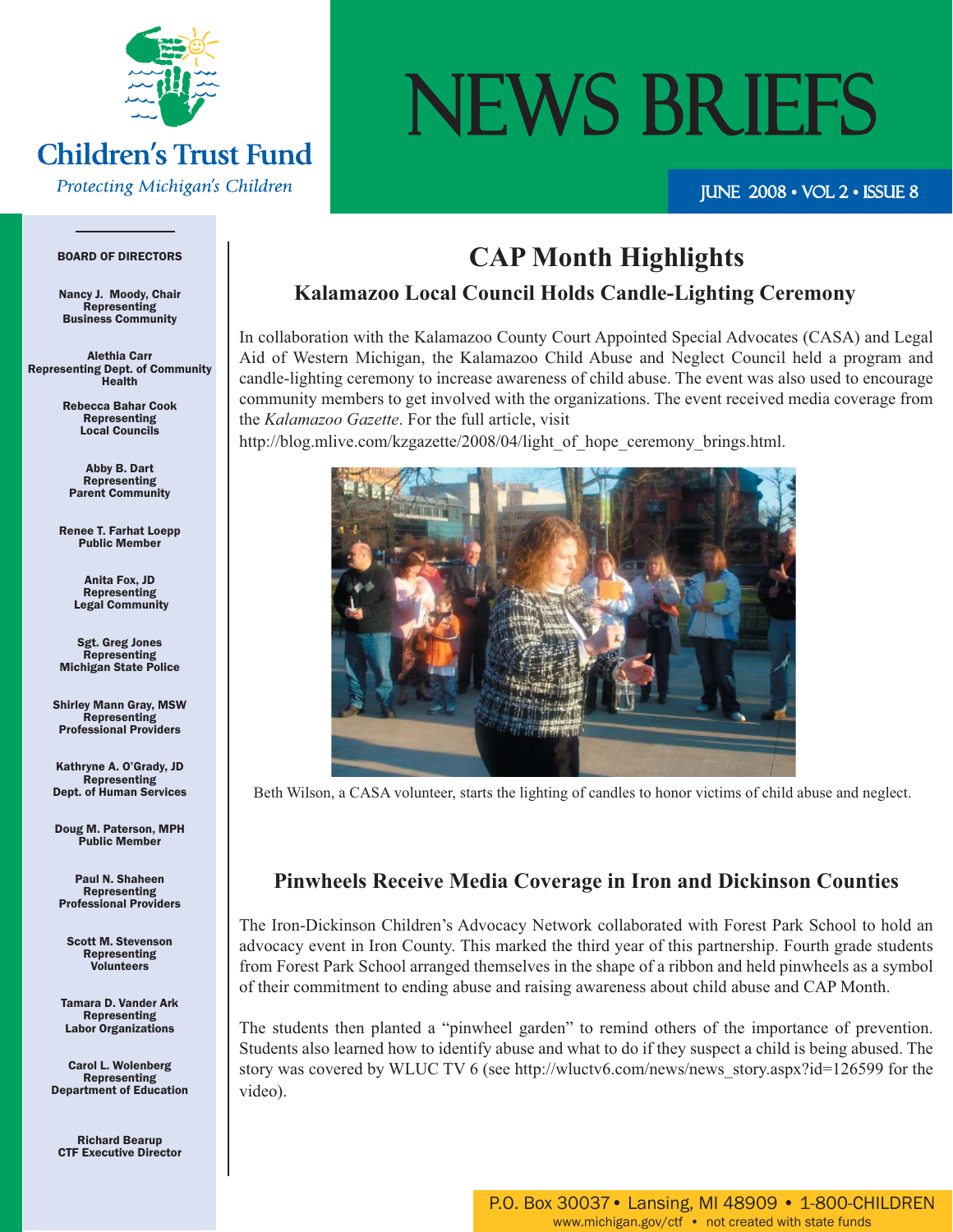Children's Trust Fund

*Protecting Michigan's Children*

# NEWS BRIEFS

JUNE 2008 • VOL 2 • ISSUE 8

**BOARD OF DIRECTORS**

**Nancy J. Moody, Chair**
Representing
Business Community

**Alethia Carr**
Representing Dept. of Community Health

**Rebecca Bahar Cook**
Representing
Local Councils

**Abby B. Dart**
Representing
Parent Community

**Renee T. Farhat Loepp**
Public Member

**Anita Fox, JD**
Representing
Legal Community

**Sgt. Greg Jones**
Representing
Michigan State Police

**Shirley Mann Gray, MSW**
Representing
Professional Providers

**Kathryne A. O'Grady, JD**
Representing
Dept. of Human Services

**Doug M. Paterson, MPH**
Public Member

**Paul N. Shaheen**
Representing
Professional Providers

**Scott M. Stevenson**
Representing
Volunteers

**Tamara D. Vander Ark**
Representing
Labor Organizations

**Carol L. Wolenberg**
Representing
Department of Education

**Richard Bearup**
CTF Executive Director

## CAP Month Highlights

### Kalamazoo Local Council Holds Candle-Lighting Ceremony

In collaboration with the Kalamazoo County Court Appointed Special Advocates (CASA) and Legal Aid of Western Michigan, the Kalamazoo Child Abuse and Neglect Council held a program and candle-lighting ceremony to increase awareness of child abuse. The event was also used to encourage community members to get involved with the organizations. The event received media coverage from the *Kalamazoo Gazette*. For the full article, visit
http://blog.mlive.com/kzgazette/2008/04/light_of_hope_ceremony_brings.html.

Beth Wilson, a CASA volunteer, starts the lighting of candles to honor victims of child abuse and neglect.

### Pinwheels Receive Media Coverage in Iron and Dickinson Counties

The Iron-Dickinson Children's Advocacy Network collaborated with Forest Park School to hold an advocacy event in Iron County. This marked the third year of this partnership. Fourth grade students from Forest Park School arranged themselves in the shape of a ribbon and held pinwheels as a symbol of their commitment to ending abuse and raising awareness about child abuse and CAP Month.

The students then planted a "pinwheel garden" to remind others of the importance of prevention. Students also learned how to identify abuse and what to do if they suspect a child is being abused. The story was covered by WLUC TV 6 (see http://wluctv6.com/news/news_story.aspx?id=126599 for the video).

P.O. Box 30037 • Lansing, MI 48909 • 1-800-CHILDREN
www.michigan.gov/ctf • not created with state funds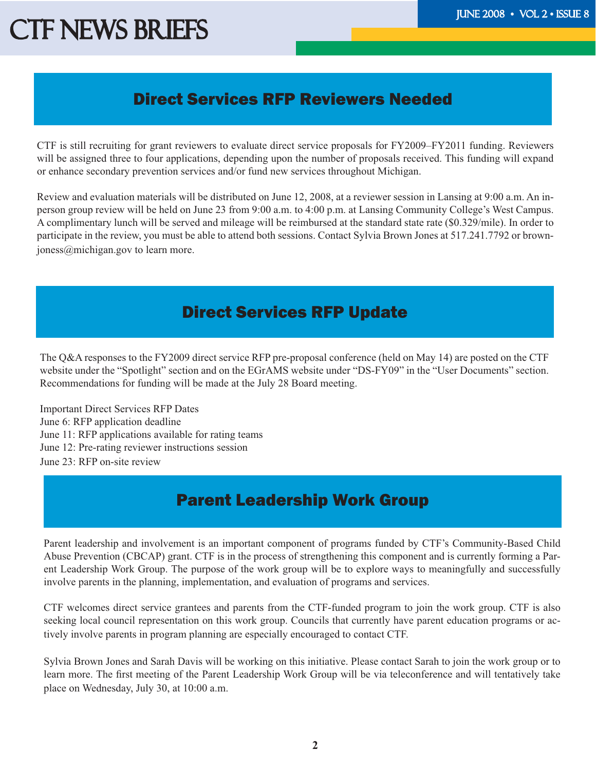## Direct Services RFP Reviewers Needed

CTF is still recruiting for grant reviewers to evaluate direct service proposals for FY2009–FY2011 funding. Reviewers will be assigned three to four applications, depending upon the number of proposals received. This funding will expand or enhance secondary prevention services and/or fund new services throughout Michigan.

Review and evaluation materials will be distributed on June 12, 2008, at a reviewer session in Lansing at 9:00 a.m. An in-person group review will be held on June 23 from 9:00 a.m. to 4:00 p.m. at Lansing Community College's West Campus. A complimentary lunch will be served and mileage will be reimbursed at the standard state rate ($0.329/mile). In order to participate in the review, you must be able to attend both sessions. Contact Sylvia Brown Jones at 517.241.7792 or brownjoness@michigan.gov to learn more.

## Direct Services RFP Update

The Q&A responses to the FY2009 direct service RFP pre-proposal conference (held on May 14) are posted on the CTF website under the "Spotlight" section and on the EGrAMS website under "DS-FY09" in the "User Documents" section. Recommendations for funding will be made at the July 28 Board meeting.

Important Direct Services RFP Dates
June 6: RFP application deadline
June 11: RFP applications available for rating teams
June 12: Pre-rating reviewer instructions session
June 23: RFP on-site review

## Parent Leadership Work Group

Parent leadership and involvement is an important component of programs funded by CTF's Community-Based Child Abuse Prevention (CBCAP) grant. CTF is in the process of strengthening this component and is currently forming a Parent Leadership Work Group. The purpose of the work group will be to explore ways to meaningfully and successfully involve parents in the planning, implementation, and evaluation of programs and services.

CTF welcomes direct service grantees and parents from the CTF-funded program to join the work group. CTF is also seeking local council representation on this work group. Councils that currently have parent education programs or actively involve parents in program planning are especially encouraged to contact CTF.

Sylvia Brown Jones and Sarah Davis will be working on this initiative. Please contact Sarah to join the work group or to learn more. The first meeting of the Parent Leadership Work Group will be via teleconference and will tentatively take place on Wednesday, July 30, at 10:00 a.m.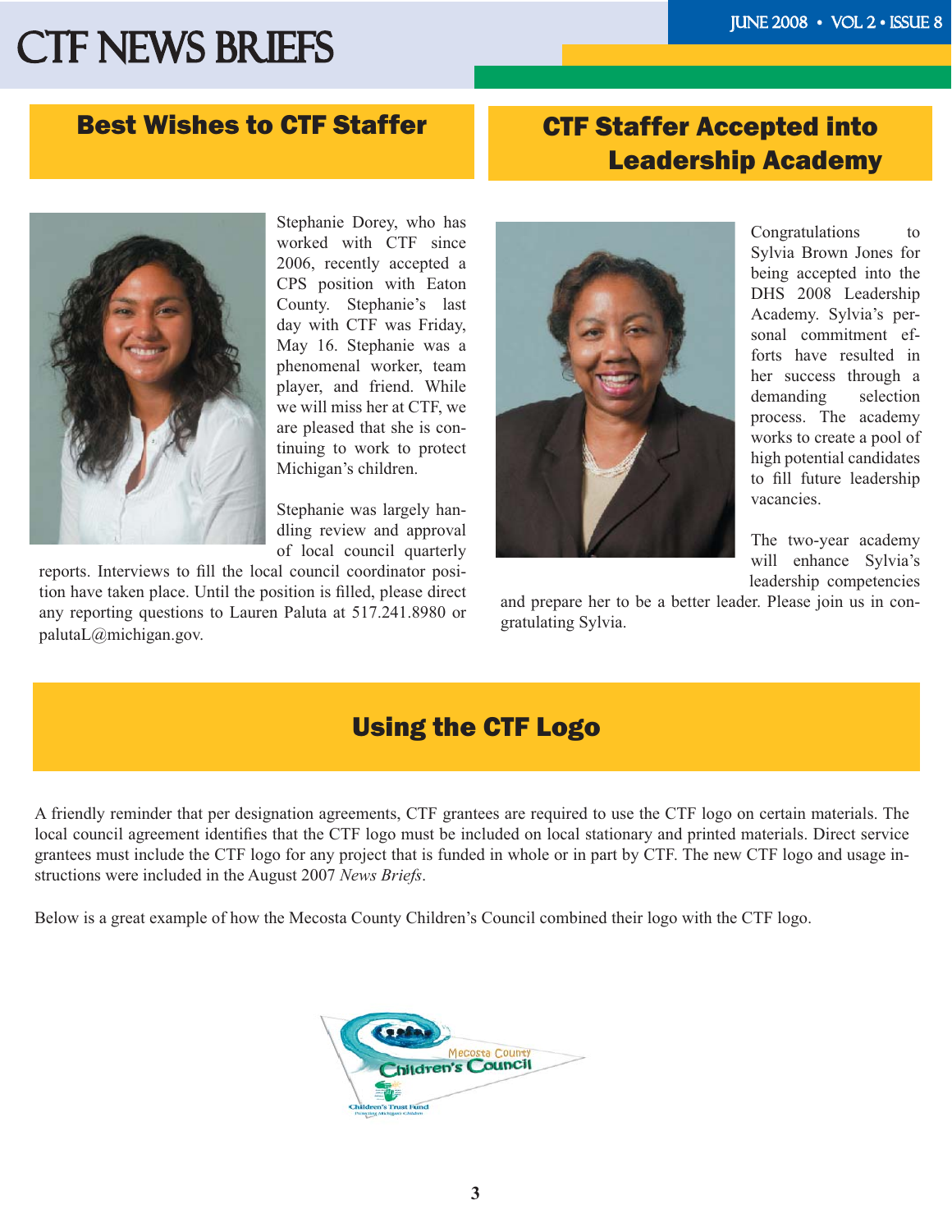## Best Wishes to CTF Staffer

Stephanie Dorey, who has worked with CTF since 2006, recently accepted a CPS position with Eaton County. Stephanie's last day with CTF was Friday, May 16. Stephanie was a phenomenal worker, team player, and friend. While we will miss her at CTF, we are pleased that she is continuing to work to protect Michigan's children.

Stephanie was largely handling review and approval of local council quarterly reports. Interviews to fill the local council coordinator position have taken place. Until the position is filled, please direct any reporting questions to Lauren Paluta at 517.241.8980 or palutaL@michigan.gov.

## CTF Staffer Accepted into Leadership Academy

Congratulations to Sylvia Brown Jones for being accepted into the DHS 2008 Leadership Academy. Sylvia's personal commitment efforts have resulted in her success through a demanding selection process. The academy works to create a pool of high potential candidates to fill future leadership vacancies.

The two-year academy will enhance Sylvia's leadership competencies and prepare her to be a better leader. Please join us in congratulating Sylvia.

## Using the CTF Logo

A friendly reminder that per designation agreements, CTF grantees are required to use the CTF logo on certain materials. The local council agreement identifies that the CTF logo must be included on local stationary and printed materials. Direct service grantees must include the CTF logo for any project that is funded in whole or in part by CTF. The new CTF logo and usage instructions were included in the August 2007 *News Briefs*.

Below is a great example of how the Mecosta County Children's Council combined their logo with the CTF logo.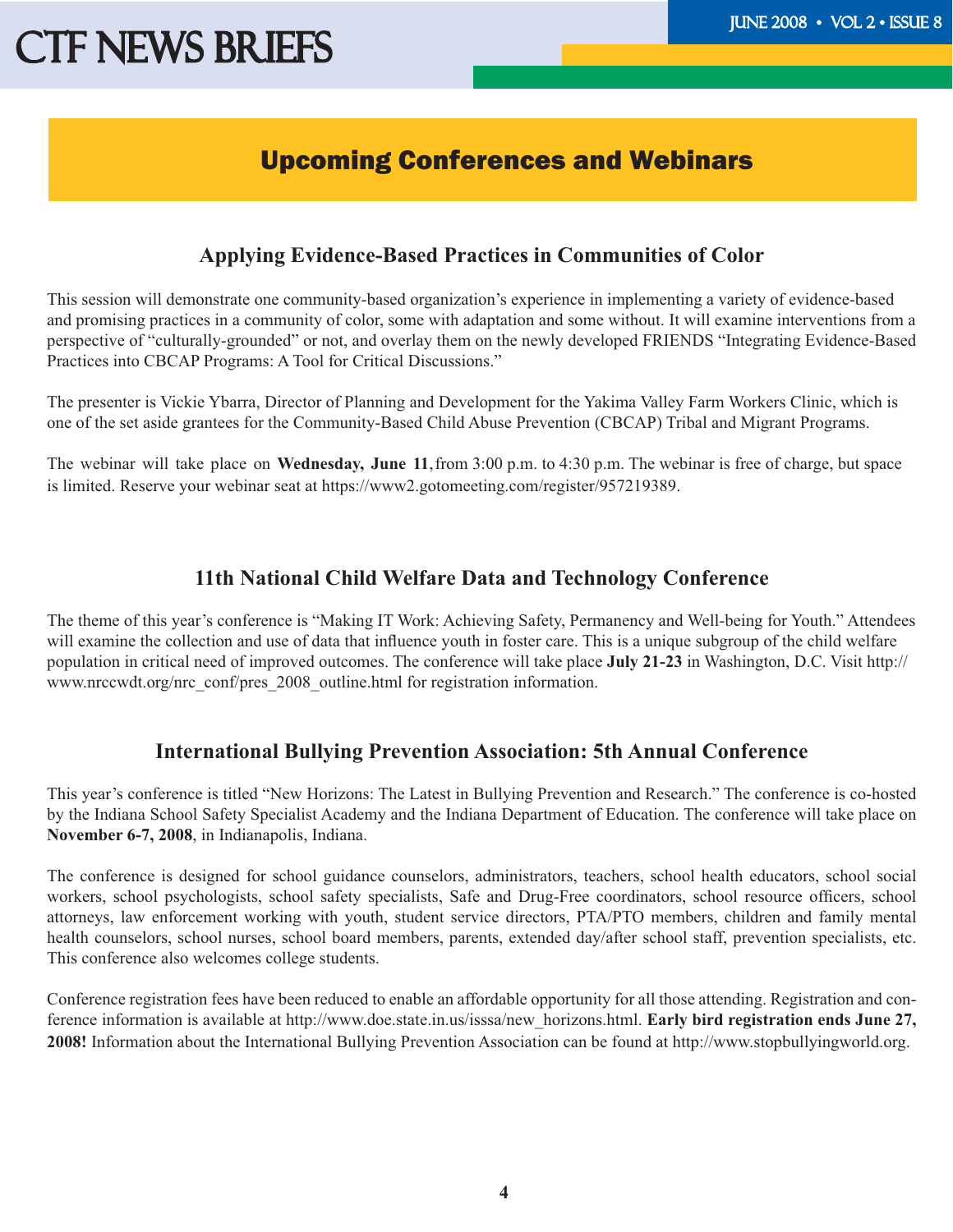# Upcoming Conferences and Webinars

## Applying Evidence-Based Practices in Communities of Color

This session will demonstrate one community-based organization's experience in implementing a variety of evidence-based and promising practices in a community of color, some with adaptation and some without. It will examine interventions from a perspective of "culturally-grounded" or not, and overlay them on the newly developed FRIENDS "Integrating Evidence-Based Practices into CBCAP Programs: A Tool for Critical Discussions."

The presenter is Vickie Ybarra, Director of Planning and Development for the Yakima Valley Farm Workers Clinic, which is one of the set aside grantees for the Community-Based Child Abuse Prevention (CBCAP) Tribal and Migrant Programs.

The webinar will take place on **Wednesday, June 11**, from 3:00 p.m. to 4:30 p.m. The webinar is free of charge, but space is limited. Reserve your webinar seat at https://www2.gotomeeting.com/register/957219389.

## 11th National Child Welfare Data and Technology Conference

The theme of this year's conference is "Making IT Work: Achieving Safety, Permanency and Well-being for Youth." Attendees will examine the collection and use of data that influence youth in foster care. This is a unique subgroup of the child welfare population in critical need of improved outcomes. The conference will take place **July 21-23** in Washington, D.C. Visit http://www.nrccwdt.org/nrc_conf/pres_2008_outline.html for registration information.

## International Bullying Prevention Association: 5th Annual Conference

This year's conference is titled "New Horizons: The Latest in Bullying Prevention and Research." The conference is co-hosted by the Indiana School Safety Specialist Academy and the Indiana Department of Education. The conference will take place on **November 6-7, 2008**, in Indianapolis, Indiana.

The conference is designed for school guidance counselors, administrators, teachers, school health educators, school social workers, school psychologists, school safety specialists, Safe and Drug-Free coordinators, school resource officers, school attorneys, law enforcement working with youth, student service directors, PTA/PTO members, children and family mental health counselors, school nurses, school board members, parents, extended day/after school staff, prevention specialists, etc. This conference also welcomes college students.

Conference registration fees have been reduced to enable an affordable opportunity for all those attending. Registration and conference information is available at http://www.doe.state.in.us/isssa/new_horizons.html. **Early bird registration ends June 27, 2008!** Information about the International Bullying Prevention Association can be found at http://www.stopbullyingworld.org.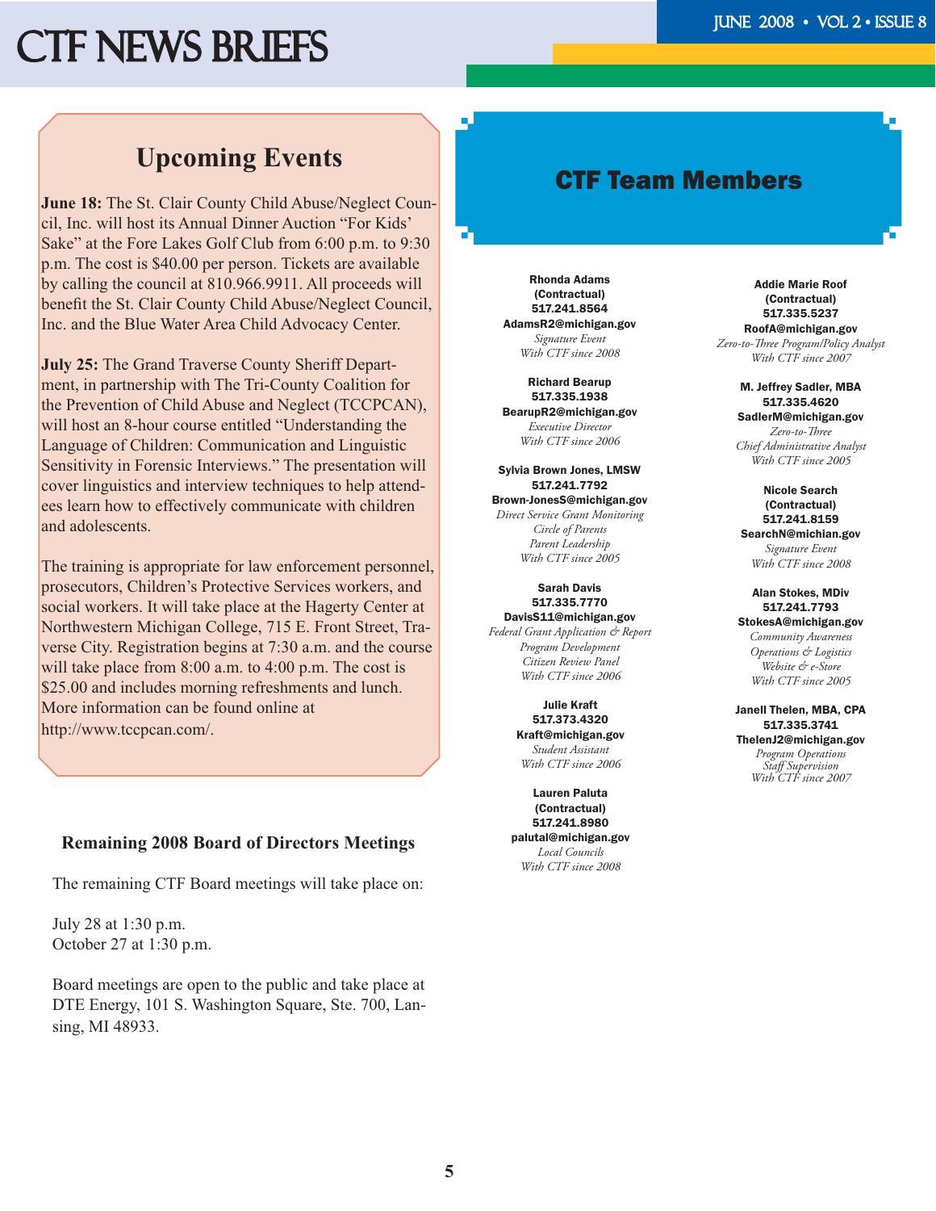# CTF NEWS BRIEFS

## Upcoming Events

**June 18:** The St. Clair County Child Abuse/Neglect Council, Inc. will host its Annual Dinner Auction "For Kids' Sake" at the Fore Lakes Golf Club from 6:00 p.m. to 9:30 p.m. The cost is $40.00 per person. Tickets are available by calling the council at 810.966.9911. All proceeds will benefit the St. Clair County Child Abuse/Neglect Council, Inc. and the Blue Water Area Child Advocacy Center.

**July 25:** The Grand Traverse County Sheriff Department, in partnership with The Tri-County Coalition for the Prevention of Child Abuse and Neglect (TCCPCAN), will host an 8-hour course entitled "Understanding the Language of Children: Communication and Linguistic Sensitivity in Forensic Interviews." The presentation will cover linguistics and interview techniques to help attendees learn how to effectively communicate with children and adolescents.

The training is appropriate for law enforcement personnel, prosecutors, Children's Protective Services workers, and social workers. It will take place at the Hagerty Center at Northwestern Michigan College, 715 E. Front Street, Traverse City. Registration begins at 7:30 a.m. and the course will take place from 8:00 a.m. to 4:00 p.m. The cost is $25.00 and includes morning refreshments and lunch. More information can be found online at http://www.tccpcan.com/.

### Remaining 2008 Board of Directors Meetings

The remaining CTF Board meetings will take place on:

July 28 at 1:30 p.m.
October 27 at 1:30 p.m.

Board meetings are open to the public and take place at DTE Energy, 101 S. Washington Square, Ste. 700, Lansing, MI 48933.

## CTF Team Members

**Rhonda Adams (Contractual)**
**517.241.8564**
**AdamsR2@michigan.gov**
*Signature Event*
*With CTF since 2008*

**Richard Bearup**
**517.335.1938**
**BearupR2@michigan.gov**
*Executive Director*
*With CTF since 2006*

**Sylvia Brown Jones, LMSW**
**517.241.7792**
**Brown-JonesS@michigan.gov**
*Direct Service Grant Monitoring*
*Circle of Parents*
*Parent Leadership*
*With CTF since 2005*

**Sarah Davis**
**517.335.7770**
**DavisS11@michigan.gov**
*Federal Grant Application & Report*
*Program Development*
*Citizen Review Panel*
*With CTF since 2006*

**Julie Kraft**
**517.373.4320**
**Kraft@michigan.gov**
*Student Assistant*
*With CTF since 2006*

**Lauren Paluta (Contractual)**
**517.241.8980**
**palutal@michigan.gov**
*Local Councils*
*With CTF since 2008*

**Addie Marie Roof (Contractual)**
**517.335.5237**
**RoofA@michigan.gov**
*Zero-to-Three Program/Policy Analyst*
*With CTF since 2007*

**M. Jeffrey Sadler, MBA**
**517.335.4620**
**SadlerM@michigan.gov**
*Zero-to-Three*
*Chief Administrative Analyst*
*With CTF since 2005*

**Nicole Search (Contractual)**
**517.241.8159**
**SearchN@michian.gov**
*Signature Event*
*With CTF since 2008*

**Alan Stokes, MDiv**
**517.241.7793**
**StokesA@michigan.gov**
*Community Awareness*
*Operations & Logistics*
*Website & e-Store*
*With CTF since 2005*

**Janell Thelen, MBA, CPA**
**517.335.3741**
**ThelenJ2@michigan.gov**
*Program Operations*
*Staff Supervision*
*With CTF since 2007*